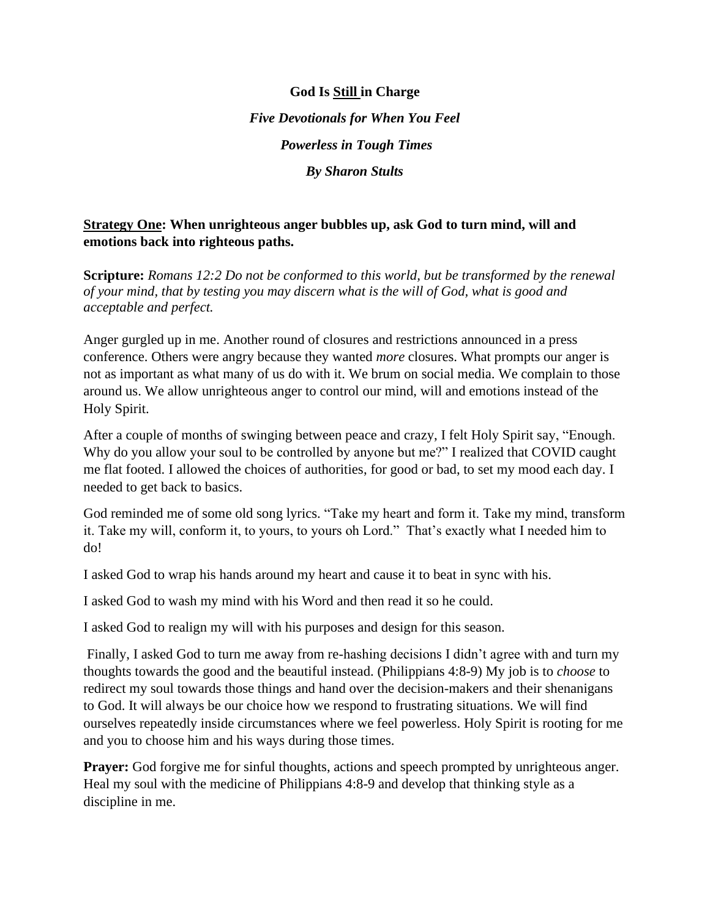# **God Is <u>Still</u> in Charge**

***Five Devotionals for When You Feel Powerless in Tough Times***

***By Sharon Stults***

**<u>Strategy One</u>: When unrighteous anger bubbles up, ask God to turn mind, will and emotions back into righteous paths.**

**Scripture:** *Romans 12:2 Do not be conformed to this world, but be transformed by the renewal of your mind, that by testing you may discern what is the will of God, what is good and acceptable and perfect.*

Anger gurgled up in me. Another round of closures and restrictions announced in a press conference. Others were angry because they wanted *more* closures. What prompts our anger is not as important as what many of us do with it. We brum on social media. We complain to those around us. We allow unrighteous anger to control our mind, will and emotions instead of the Holy Spirit.

After a couple of months of swinging between peace and crazy, I felt Holy Spirit say, "Enough. Why do you allow your soul to be controlled by anyone but me?" I realized that COVID caught me flat footed. I allowed the choices of authorities, for good or bad, to set my mood each day. I needed to get back to basics.

God reminded me of some old song lyrics. "Take my heart and form it. Take my mind, transform it. Take my will, conform it, to yours, to yours oh Lord." That's exactly what I needed him to do!

I asked God to wrap his hands around my heart and cause it to beat in sync with his.

I asked God to wash my mind with his Word and then read it so he could.

I asked God to realign my will with his purposes and design for this season.

Finally, I asked God to turn me away from re-hashing decisions I didn't agree with and turn my thoughts towards the good and the beautiful instead. (Philippians 4:8-9) My job is to *choose* to redirect my soul towards those things and hand over the decision-makers and their shenanigans to God. It will always be our choice how we respond to frustrating situations. We will find ourselves repeatedly inside circumstances where we feel powerless. Holy Spirit is rooting for me and you to choose him and his ways during those times.

**Prayer:** God forgive me for sinful thoughts, actions and speech prompted by unrighteous anger. Heal my soul with the medicine of Philippians 4:8-9 and develop that thinking style as a discipline in me.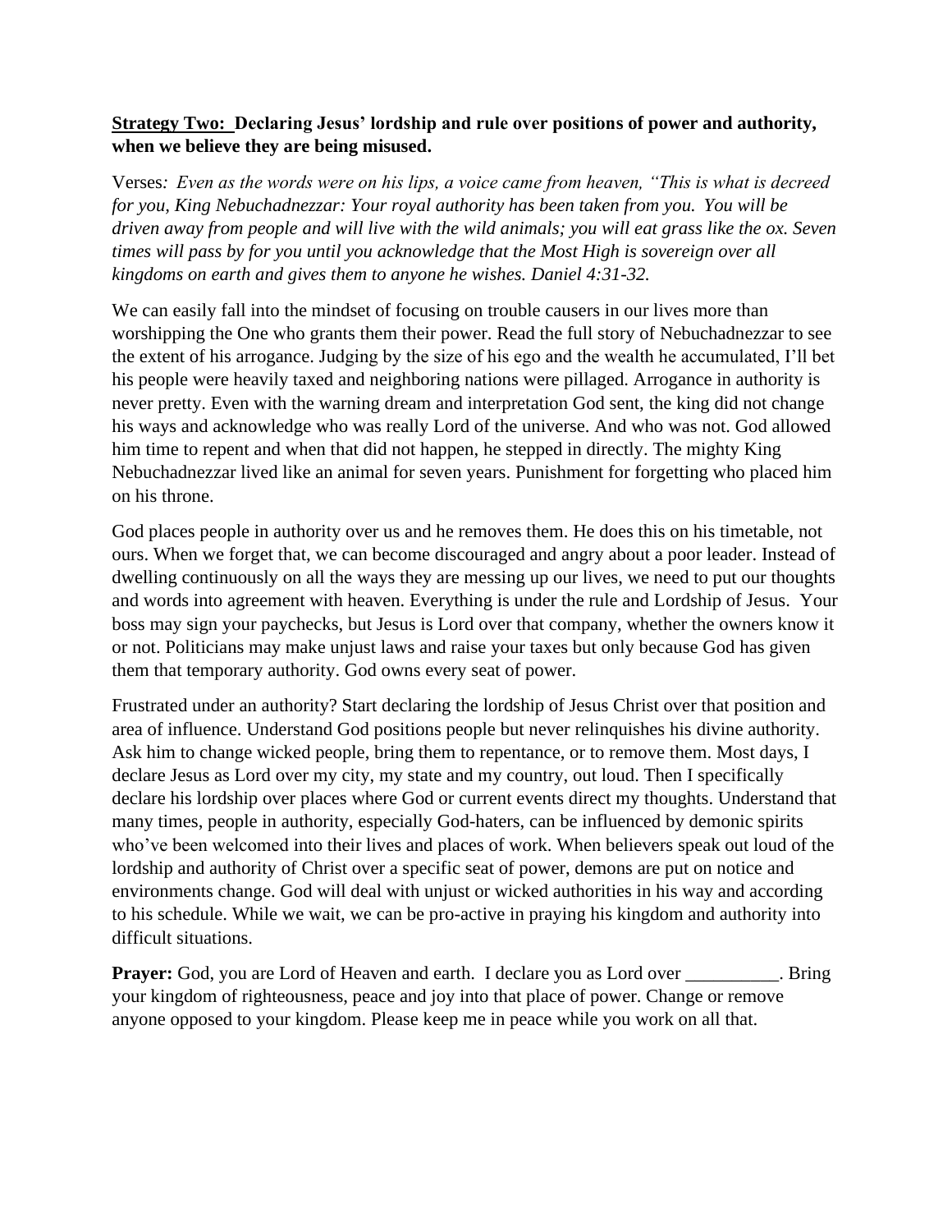**<u>Strategy Two:</u> Declaring Jesus' lordship and rule over positions of power and authority, when we believe they are being misused.**

Verses*: Even as the words were on his lips, a voice came from heaven, "This is what is decreed for you, King Nebuchadnezzar: Your royal authority has been taken from you. You will be driven away from people and will live with the wild animals; you will eat grass like the ox. Seven times will pass by for you until you acknowledge that the Most High is sovereign over all kingdoms on earth and gives them to anyone he wishes. Daniel 4:31-32.*

We can easily fall into the mindset of focusing on trouble causers in our lives more than worshipping the One who grants them their power. Read the full story of Nebuchadnezzar to see the extent of his arrogance. Judging by the size of his ego and the wealth he accumulated, I'll bet his people were heavily taxed and neighboring nations were pillaged. Arrogance in authority is never pretty. Even with the warning dream and interpretation God sent, the king did not change his ways and acknowledge who was really Lord of the universe. And who was not. God allowed him time to repent and when that did not happen, he stepped in directly. The mighty King Nebuchadnezzar lived like an animal for seven years. Punishment for forgetting who placed him on his throne.

God places people in authority over us and he removes them. He does this on his timetable, not ours. When we forget that, we can become discouraged and angry about a poor leader. Instead of dwelling continuously on all the ways they are messing up our lives, we need to put our thoughts and words into agreement with heaven. Everything is under the rule and Lordship of Jesus. Your boss may sign your paychecks, but Jesus is Lord over that company, whether the owners know it or not. Politicians may make unjust laws and raise your taxes but only because God has given them that temporary authority. God owns every seat of power.

Frustrated under an authority? Start declaring the lordship of Jesus Christ over that position and area of influence. Understand God positions people but never relinquishes his divine authority. Ask him to change wicked people, bring them to repentance, or to remove them. Most days, I declare Jesus as Lord over my city, my state and my country, out loud. Then I specifically declare his lordship over places where God or current events direct my thoughts. Understand that many times, people in authority, especially God-haters, can be influenced by demonic spirits who've been welcomed into their lives and places of work. When believers speak out loud of the lordship and authority of Christ over a specific seat of power, demons are put on notice and environments change. God will deal with unjust or wicked authorities in his way and according to his schedule. While we wait, we can be pro-active in praying his kingdom and authority into difficult situations.

**Prayer:** God, you are Lord of Heaven and earth. I declare you as Lord over __________. Bring your kingdom of righteousness, peace and joy into that place of power. Change or remove anyone opposed to your kingdom. Please keep me in peace while you work on all that.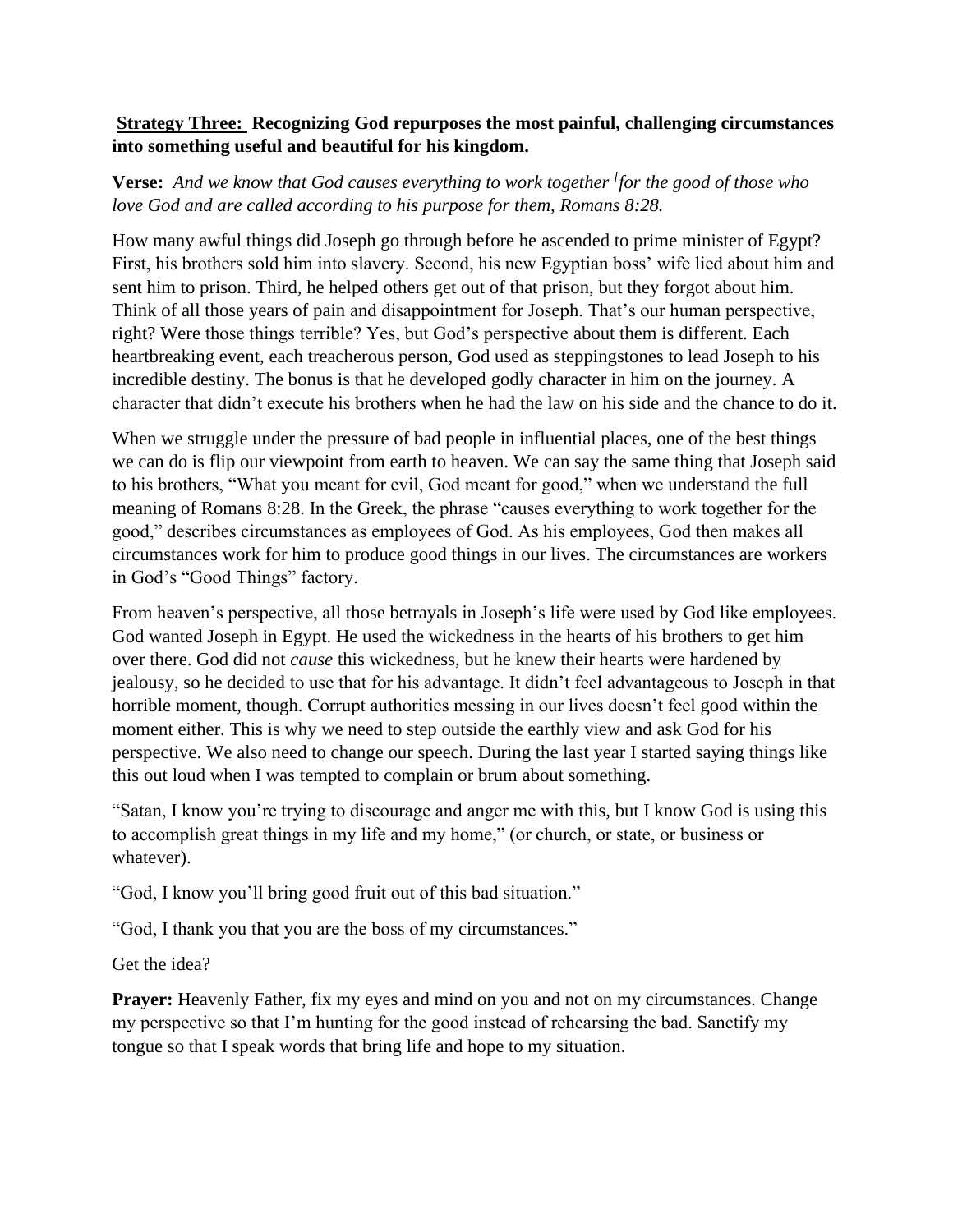**<u>Strategy Three:</u> Recognizing God repurposes the most painful, challenging circumstances into something useful and beautiful for his kingdom.**

**Verse:** *And we know that God causes everything to work together [for the good of those who love God and are called according to his purpose for them, Romans 8:28.*

How many awful things did Joseph go through before he ascended to prime minister of Egypt? First, his brothers sold him into slavery. Second, his new Egyptian boss' wife lied about him and sent him to prison. Third, he helped others get out of that prison, but they forgot about him. Think of all those years of pain and disappointment for Joseph. That's our human perspective, right? Were those things terrible? Yes, but God's perspective about them is different. Each heartbreaking event, each treacherous person, God used as steppingstones to lead Joseph to his incredible destiny. The bonus is that he developed godly character in him on the journey. A character that didn't execute his brothers when he had the law on his side and the chance to do it.

When we struggle under the pressure of bad people in influential places, one of the best things we can do is flip our viewpoint from earth to heaven. We can say the same thing that Joseph said to his brothers, "What you meant for evil, God meant for good," when we understand the full meaning of Romans 8:28. In the Greek, the phrase "causes everything to work together for the good," describes circumstances as employees of God. As his employees, God then makes all circumstances work for him to produce good things in our lives. The circumstances are workers in God's "Good Things" factory.

From heaven's perspective, all those betrayals in Joseph's life were used by God like employees. God wanted Joseph in Egypt. He used the wickedness in the hearts of his brothers to get him over there. God did not *cause* this wickedness, but he knew their hearts were hardened by jealousy, so he decided to use that for his advantage. It didn't feel advantageous to Joseph in that horrible moment, though. Corrupt authorities messing in our lives doesn't feel good within the moment either. This is why we need to step outside the earthly view and ask God for his perspective. We also need to change our speech. During the last year I started saying things like this out loud when I was tempted to complain or brum about something.

"Satan, I know you're trying to discourage and anger me with this, but I know God is using this to accomplish great things in my life and my home," (or church, or state, or business or whatever).

"God, I know you'll bring good fruit out of this bad situation."

"God, I thank you that you are the boss of my circumstances."

Get the idea?

**Prayer:** Heavenly Father, fix my eyes and mind on you and not on my circumstances. Change my perspective so that I'm hunting for the good instead of rehearsing the bad. Sanctify my tongue so that I speak words that bring life and hope to my situation.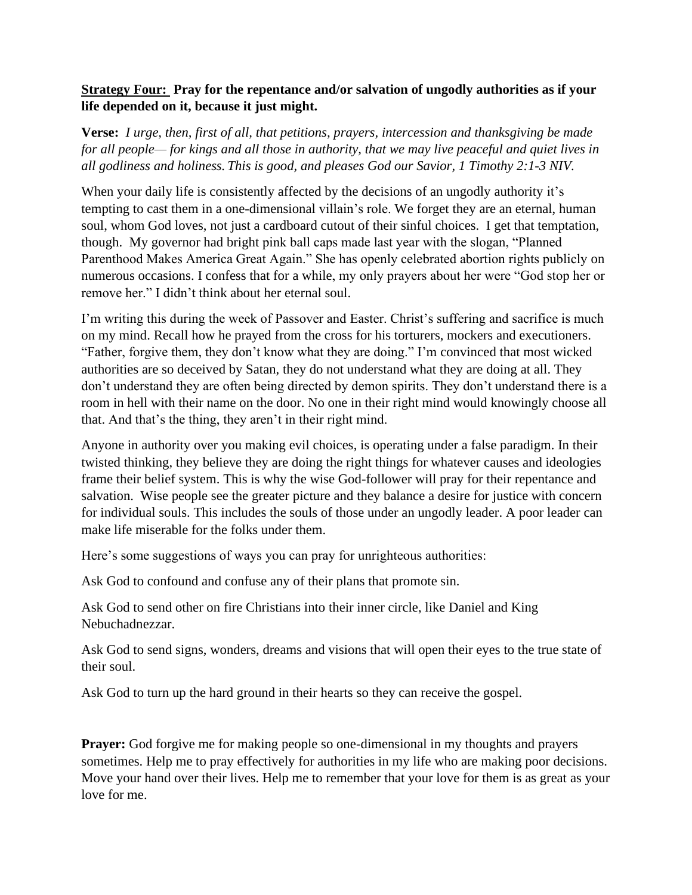**<u>Strategy Four:</u> Pray for the repentance and/or salvation of ungodly authorities as if your life depended on it, because it just might.**

**Verse:** *I urge, then, first of all, that petitions, prayers, intercession and thanksgiving be made for all people— for kings and all those in authority, that we may live peaceful and quiet lives in all godliness and holiness. This is good, and pleases God our Savior, 1 Timothy 2:1-3 NIV.*

When your daily life is consistently affected by the decisions of an ungodly authority it's tempting to cast them in a one-dimensional villain's role. We forget they are an eternal, human soul, whom God loves, not just a cardboard cutout of their sinful choices. I get that temptation, though. My governor had bright pink ball caps made last year with the slogan, "Planned Parenthood Makes America Great Again." She has openly celebrated abortion rights publicly on numerous occasions. I confess that for a while, my only prayers about her were "God stop her or remove her." I didn't think about her eternal soul.

I'm writing this during the week of Passover and Easter. Christ's suffering and sacrifice is much on my mind. Recall how he prayed from the cross for his torturers, mockers and executioners. "Father, forgive them, they don't know what they are doing." I'm convinced that most wicked authorities are so deceived by Satan, they do not understand what they are doing at all. They don't understand they are often being directed by demon spirits. They don't understand there is a room in hell with their name on the door. No one in their right mind would knowingly choose all that. And that's the thing, they aren't in their right mind.

Anyone in authority over you making evil choices, is operating under a false paradigm. In their twisted thinking, they believe they are doing the right things for whatever causes and ideologies frame their belief system. This is why the wise God-follower will pray for their repentance and salvation. Wise people see the greater picture and they balance a desire for justice with concern for individual souls. This includes the souls of those under an ungodly leader. A poor leader can make life miserable for the folks under them.

Here's some suggestions of ways you can pray for unrighteous authorities:

Ask God to confound and confuse any of their plans that promote sin.

Ask God to send other on fire Christians into their inner circle, like Daniel and King Nebuchadnezzar.

Ask God to send signs, wonders, dreams and visions that will open their eyes to the true state of their soul.

Ask God to turn up the hard ground in their hearts so they can receive the gospel.

**Prayer:** God forgive me for making people so one-dimensional in my thoughts and prayers sometimes. Help me to pray effectively for authorities in my life who are making poor decisions. Move your hand over their lives. Help me to remember that your love for them is as great as your love for me.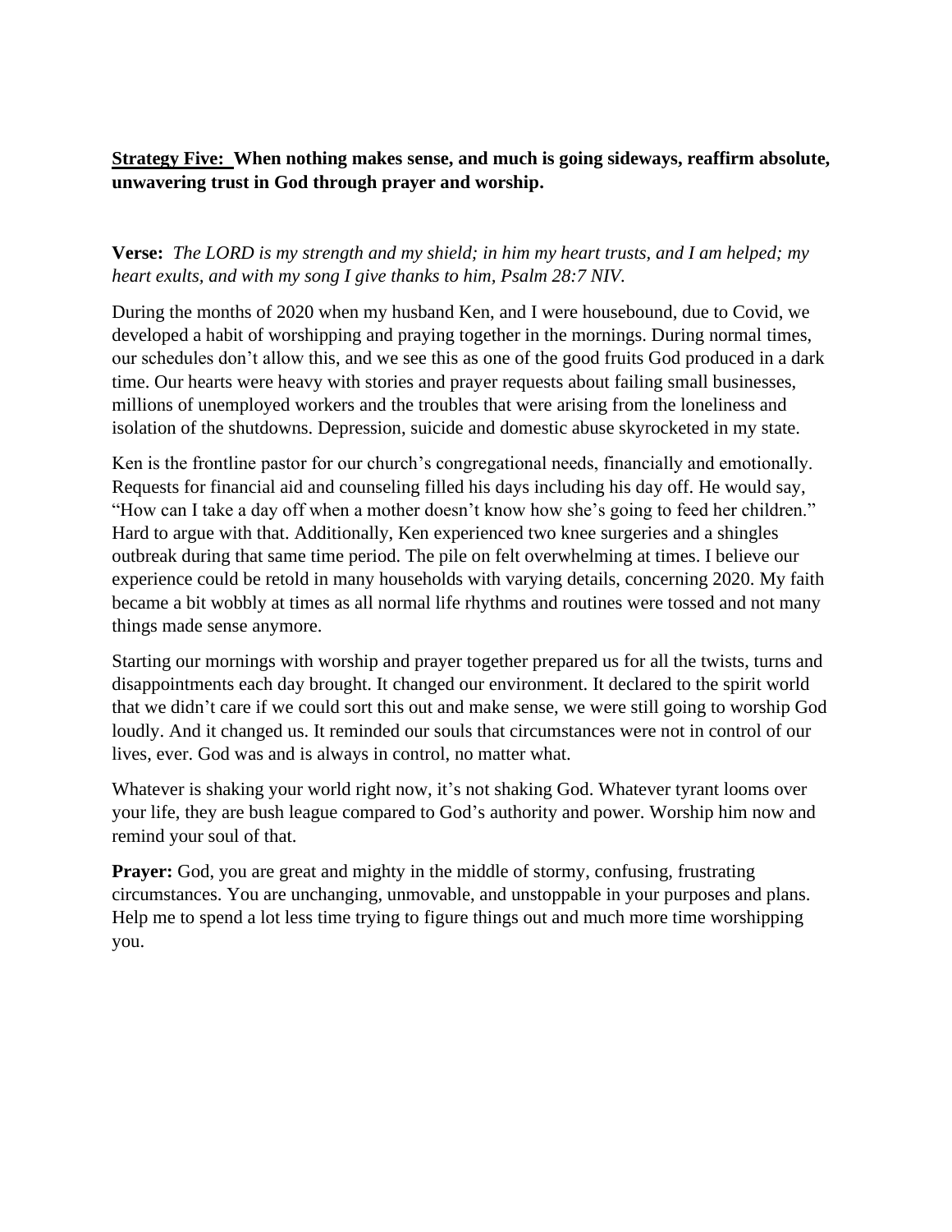**<u>Strategy Five:</u> When nothing makes sense, and much is going sideways, reaffirm absolute, unwavering trust in God through prayer and worship.**

**Verse:** *The LORD is my strength and my shield; in him my heart trusts, and I am helped; my heart exults, and with my song I give thanks to him, Psalm 28:7 NIV.*

During the months of 2020 when my husband Ken, and I were housebound, due to Covid, we developed a habit of worshipping and praying together in the mornings. During normal times, our schedules don't allow this, and we see this as one of the good fruits God produced in a dark time. Our hearts were heavy with stories and prayer requests about failing small businesses, millions of unemployed workers and the troubles that were arising from the loneliness and isolation of the shutdowns. Depression, suicide and domestic abuse skyrocketed in my state.

Ken is the frontline pastor for our church's congregational needs, financially and emotionally. Requests for financial aid and counseling filled his days including his day off. He would say, "How can I take a day off when a mother doesn't know how she's going to feed her children." Hard to argue with that. Additionally, Ken experienced two knee surgeries and a shingles outbreak during that same time period. The pile on felt overwhelming at times. I believe our experience could be retold in many households with varying details, concerning 2020. My faith became a bit wobbly at times as all normal life rhythms and routines were tossed and not many things made sense anymore.

Starting our mornings with worship and prayer together prepared us for all the twists, turns and disappointments each day brought. It changed our environment. It declared to the spirit world that we didn't care if we could sort this out and make sense, we were still going to worship God loudly. And it changed us. It reminded our souls that circumstances were not in control of our lives, ever. God was and is always in control, no matter what.

Whatever is shaking your world right now, it's not shaking God. Whatever tyrant looms over your life, they are bush league compared to God's authority and power. Worship him now and remind your soul of that.

**Prayer:** God, you are great and mighty in the middle of stormy, confusing, frustrating circumstances. You are unchanging, unmovable, and unstoppable in your purposes and plans. Help me to spend a lot less time trying to figure things out and much more time worshipping you.